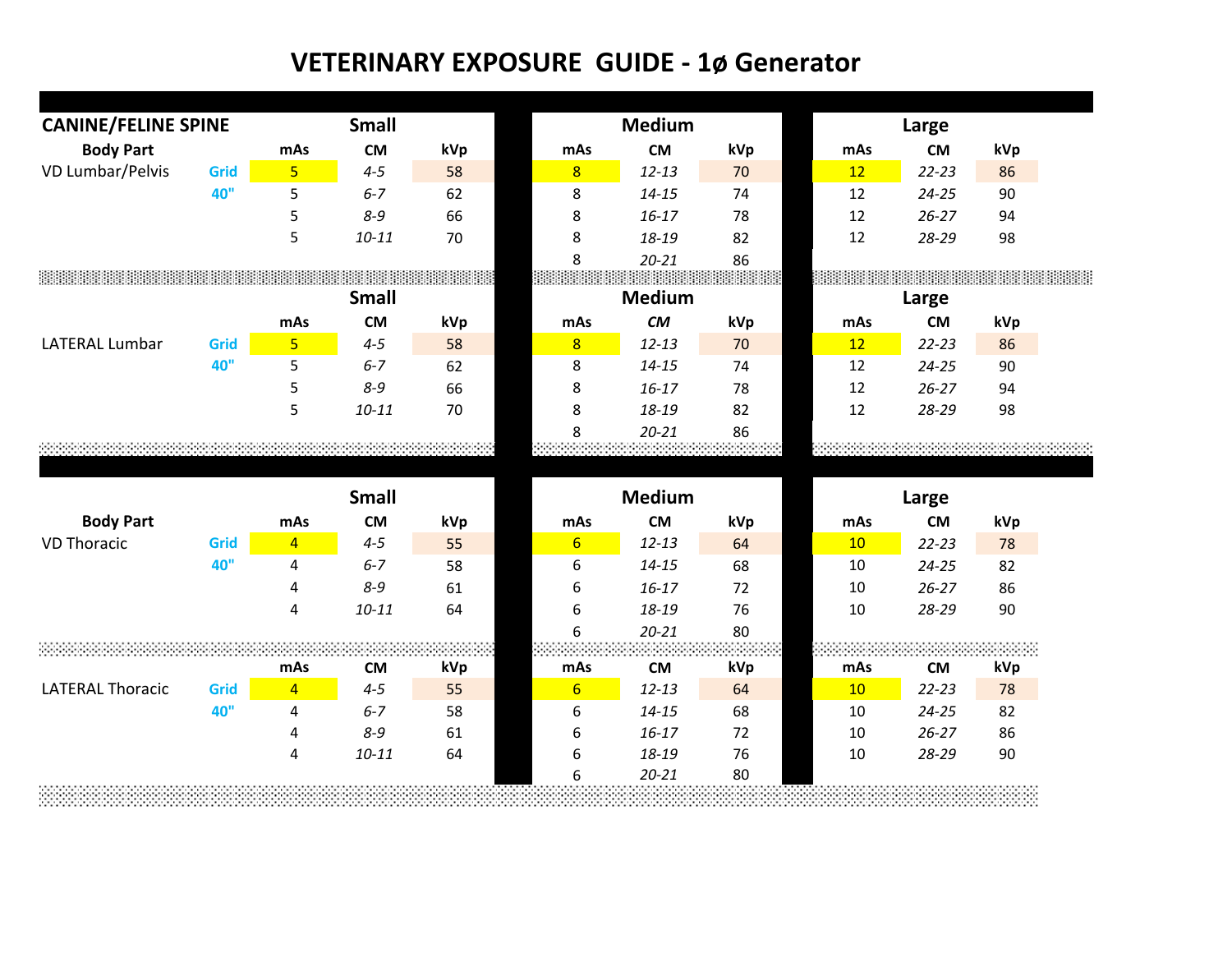# VETERINARY EXPOSURE GUIDE - 1ø Generator

## CANINE/FELINE SPINE

| Body Part | | Small | | | Medium | | | Large | | |
|---|---|---|---|---|---|---|---|---|---|---|
| | | mAs | CM | kVp | mAs | CM | kVp | mAs | CM | kVp |
| VD Lumbar/Pelvis | Grid | 5 | *4-5* | 58 | 8 | *12-13* | 70 | 12 | *22-23* | 86 |
| | 40" | 5 | *6-7* | 62 | 8 | *14-15* | 74 | 12 | *24-25* | 90 |
| | | 5 | *8-9* | 66 | 8 | *16-17* | 78 | 12 | *26-27* | 94 |
| | | 5 | *10-11* | 70 | 8 | *18-19* | 82 | 12 | *28-29* | 98 |
| | | | | | 8 | *20-21* | 86 | | | |

| | | Small | | | Medium | | | Large | | |
|---|---|---|---|---|---|---|---|---|---|---|
| | | mAs | CM | kVp | mAs | *CM* | kVp | mAs | CM | kVp |
| LATERAL Lumbar | Grid | 5 | *4-5* | 58 | 8 | *12-13* | 70 | 12 | *22-23* | 86 |
| | 40" | 5 | *6-7* | 62 | 8 | *14-15* | 74 | 12 | *24-25* | 90 |
| | | 5 | *8-9* | 66 | 8 | *16-17* | 78 | 12 | *26-27* | 94 |
| | | 5 | *10-11* | 70 | 8 | *18-19* | 82 | 12 | *28-29* | 98 |
| | | | | | 8 | *20-21* | 86 | | | |

| Body Part | | Small | | | Medium | | | Large | | |
|---|---|---|---|---|---|---|---|---|---|---|
| | | mAs | CM | kVp | mAs | CM | kVp | mAs | CM | kVp |
| VD Thoracic | Grid | 4 | *4-5* | 55 | 6 | *12-13* | 64 | 10 | *22-23* | 78 |
| | 40" | 4 | *6-7* | 58 | 6 | *14-15* | 68 | 10 | *24-25* | 82 |
| | | 4 | *8-9* | 61 | 6 | *16-17* | 72 | 10 | *26-27* | 86 |
| | | 4 | *10-11* | 64 | 6 | *18-19* | 76 | 10 | *28-29* | 90 |
| | | | | | 6 | *20-21* | 80 | | | |

| | | mAs | CM | kVp | mAs | CM | kVp | mAs | CM | kVp |
|---|---|---|---|---|---|---|---|---|---|---|
| LATERAL Thoracic | Grid | 4 | *4-5* | 55 | 6 | *12-13* | 64 | 10 | *22-23* | 78 |
| | 40" | 4 | *6-7* | 58 | 6 | *14-15* | 68 | 10 | *24-25* | 82 |
| | | 4 | *8-9* | 61 | 6 | *16-17* | 72 | 10 | *26-27* | 86 |
| | | 4 | *10-11* | 64 | 6 | *18-19* | 76 | 10 | *28-29* | 90 |
| | | | | | 6 | *20-21* | 80 | | | |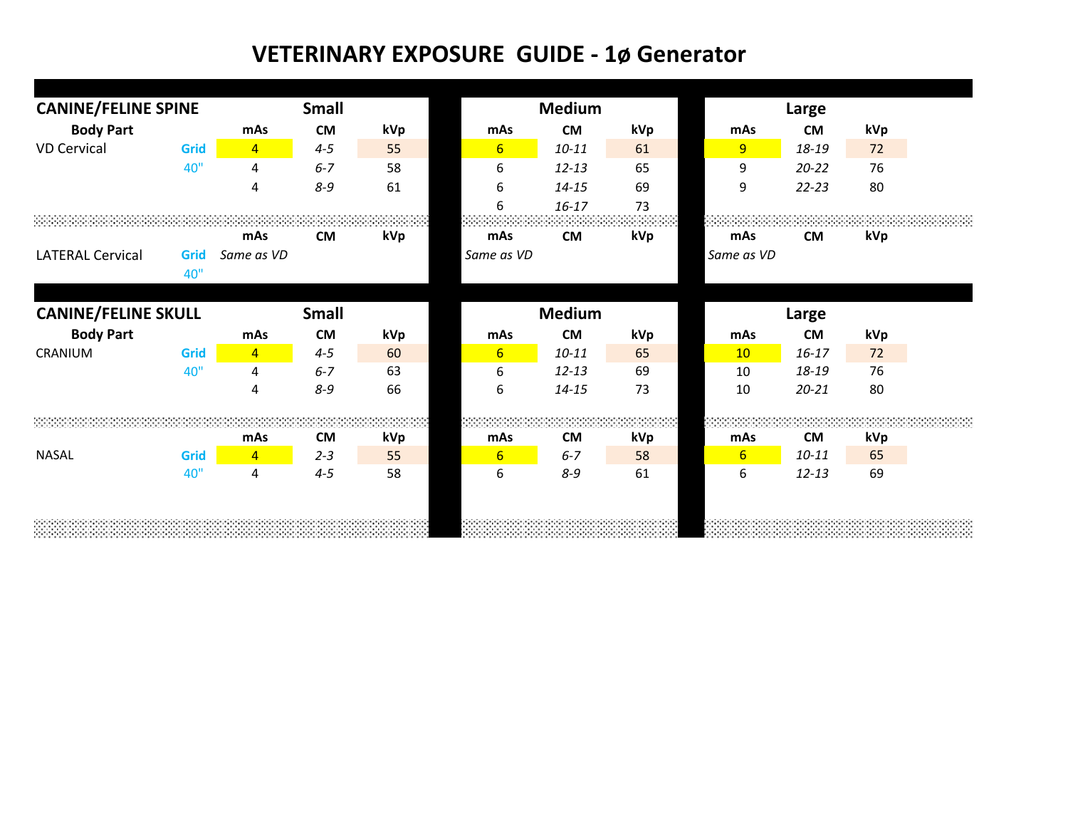# VETERINARY EXPOSURE GUIDE - 1ø Generator

| CANINE/FELINE SPINE | | Small | | | Medium | | | Large | | |
|---|---|---|---|---|---|---|---|---|---|---|
| Body Part | | mAs | CM | kVp | mAs | CM | kVp | mAs | CM | kVp |
| VD Cervical | Grid | 4 | *4-5* | 55 | 6 | *10-11* | 61 | 9 | *18-19* | 72 |
| | 40" | 4 | *6-7* | 58 | 6 | *12-13* | 65 | 9 | *20-22* | 76 |
| | | 4 | *8-9* | 61 | 6 | *14-15* | 69 | 9 | *22-23* | 80 |
| | | | | | 6 | *16-17* | 73 | | | |
| | | mAs | CM | kVp | mAs | CM | kVp | mAs | CM | kVp |
| LATERAL Cervical | Grid | *Same as VD* | | | *Same as VD* | | | *Same as VD* | | |
| | 40" | | | | | | | | | |

| CANINE/FELINE SKULL | | Small | | | Medium | | | Large | | |
|---|---|---|---|---|---|---|---|---|---|---|
| Body Part | | mAs | CM | kVp | mAs | CM | kVp | mAs | CM | kVp |
| CRANIUM | Grid | 4 | *4-5* | 60 | 6 | *10-11* | 65 | 10 | *16-17* | 72 |
| | 40" | 4 | *6-7* | 63 | 6 | *12-13* | 69 | 10 | *18-19* | 76 |
| | | 4 | *8-9* | 66 | 6 | *14-15* | 73 | 10 | *20-21* | 80 |
| | | mAs | CM | kVp | mAs | CM | kVp | mAs | CM | kVp |
| NASAL | Grid | 4 | *2-3* | 55 | 6 | *6-7* | 58 | 6 | *10-11* | 65 |
| | 40" | 4 | *4-5* | 58 | 6 | *8-9* | 61 | 6 | *12-13* | 69 |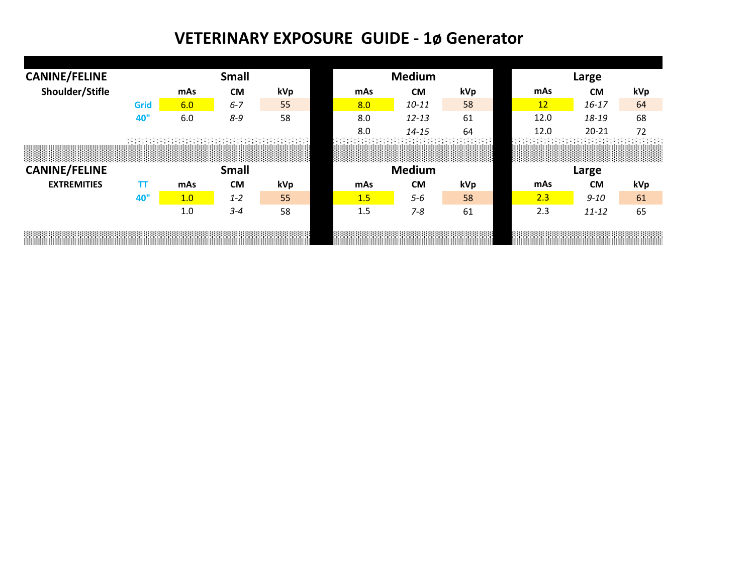# VETERINARY EXPOSURE GUIDE - 1ø Generator

| CANINE/FELINE | | Small | | | Medium | | | Large | | |
|---|---|---|---|---|---|---|---|---|---|---|
| **Shoulder/Stifle** | | **mAs** | **CM** | **kVp** | **mAs** | **CM** | **kVp** | **mAs** | **CM** | **kVp** |
| | Grid | 6.0 | *6-7* | 55 | 8.0 | *10-11* | 58 | 12 | *16-17* | 64 |
| | 40" | 6.0 | *8-9* | 58 | 8.0 | *12-13* | 61 | 12.0 | *18-19* | 68 |
| | | | | | 8.0 | *14-15* | 64 | 12.0 | 20-21 | 72 |

| CANINE/FELINE | | Small | | | Medium | | | Large | | |
|---|---|---|---|---|---|---|---|---|---|---|
| **EXTREMITIES** | TT | **mAs** | **CM** | **kVp** | **mAs** | **CM** | **kVp** | **mAs** | **CM** | **kVp** |
| | 40" | 1.0 | *1-2* | 55 | 1.5 | *5-6* | 58 | 2.3 | *9-10* | 61 |
| | | 1.0 | *3-4* | 58 | 1.5 | *7-8* | 61 | 2.3 | *11-12* | 65 |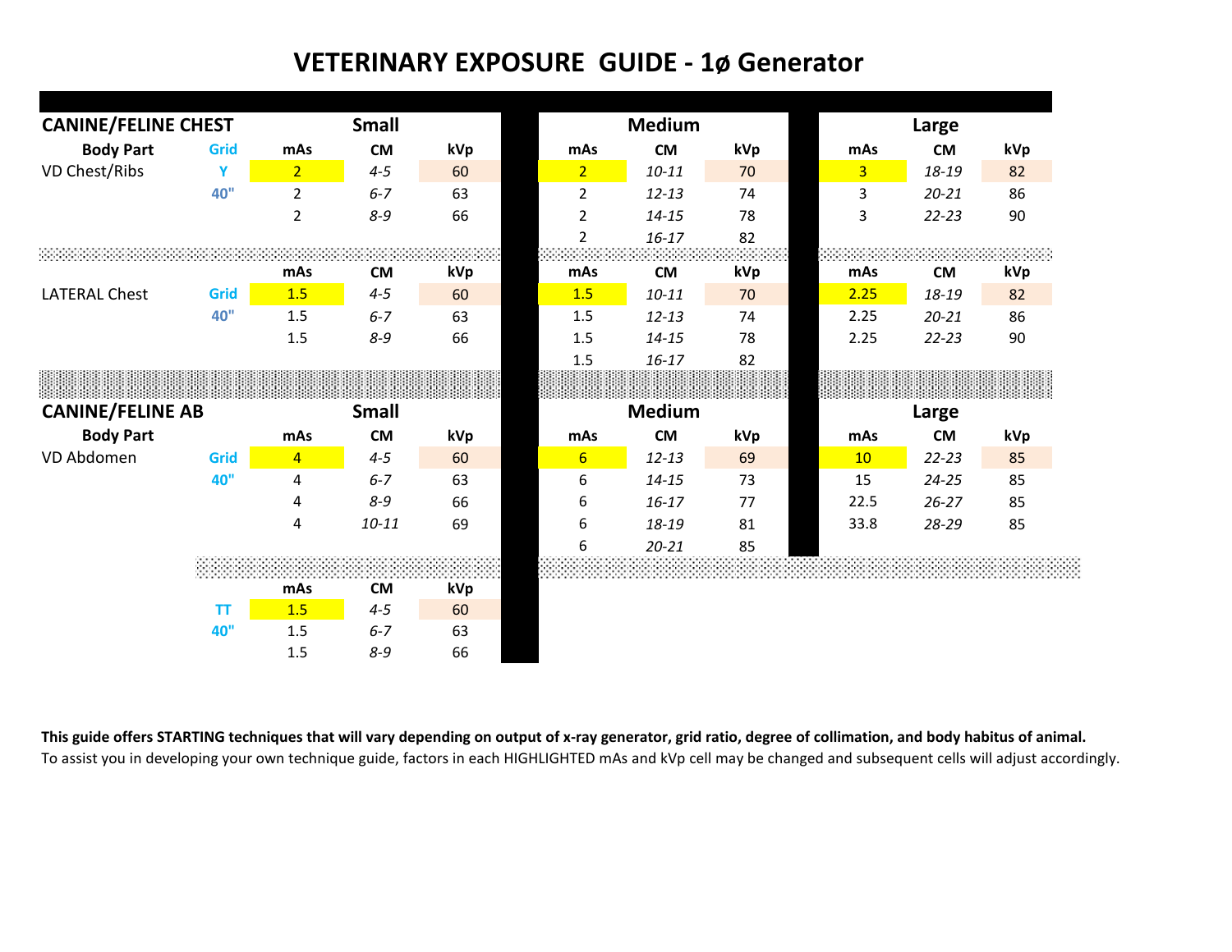# VETERINARY EXPOSURE GUIDE - 1ø Generator

| CANINE/FELINE CHEST | | Small | | | Medium | | | Large | | |
|---|---|---|---|---|---|---|---|---|---|---|
| **Body Part** | **Grid** | **mAs** | **CM** | **kVp** | **mAs** | **CM** | **kVp** | **mAs** | **CM** | **kVp** |
| VD Chest/Ribs | Y | 2 | *4-5* | 60 | 2 | *10-11* | 70 | 3 | *18-19* | 82 |
| | 40" | 2 | *6-7* | 63 | 2 | *12-13* | 74 | 3 | *20-21* | 86 |
| | | 2 | *8-9* | 66 | 2 | *14-15* | 78 | 3 | *22-23* | 90 |
| | | | | | 2 | *16-17* | 82 | | | |
| | | **mAs** | **CM** | **kVp** | **mAs** | **CM** | **kVp** | **mAs** | **CM** | **kVp** |
| LATERAL Chest | Grid | 1.5 | *4-5* | 60 | 1.5 | *10-11* | 70 | 2.25 | *18-19* | 82 |
| | 40" | 1.5 | *6-7* | 63 | 1.5 | *12-13* | 74 | 2.25 | *20-21* | 86 |
| | | 1.5 | *8-9* | 66 | 1.5 | *14-15* | 78 | 2.25 | *22-23* | 90 |
| | | | | | 1.5 | *16-17* | 82 | | | |

| CANINE/FELINE AB | | Small | | | Medium | | | Large | | |
|---|---|---|---|---|---|---|---|---|---|---|
| **Body Part** | | **mAs** | **CM** | **kVp** | **mAs** | **CM** | **kVp** | **mAs** | **CM** | **kVp** |
| VD Abdomen | Grid | 4 | *4-5* | 60 | 6 | *12-13* | 69 | 10 | *22-23* | 85 |
| | 40" | 4 | *6-7* | 63 | 6 | *14-15* | 73 | 15 | *24-25* | 85 |
| | | 4 | *8-9* | 66 | 6 | *16-17* | 77 | 22.5 | *26-27* | 85 |
| | | 4 | *10-11* | 69 | 6 | *18-19* | 81 | 33.8 | *28-29* | 85 |
| | | | | | 6 | *20-21* | 85 | | | |
| | | **mAs** | **CM** | **kVp** | | | | | | |
| | TT | 1.5 | *4-5* | 60 | | | | | | |
| | 40" | 1.5 | *6-7* | 63 | | | | | | |
| | | 1.5 | *8-9* | 66 | | | | | | |

**This guide offers STARTING techniques that will vary depending on output of x-ray generator, grid ratio, degree of collimation, and body habitus of animal.**

To assist you in developing your own technique guide, factors in each HIGHLIGHTED mAs and kVp cell may be changed and subsequent cells will adjust accordingly.